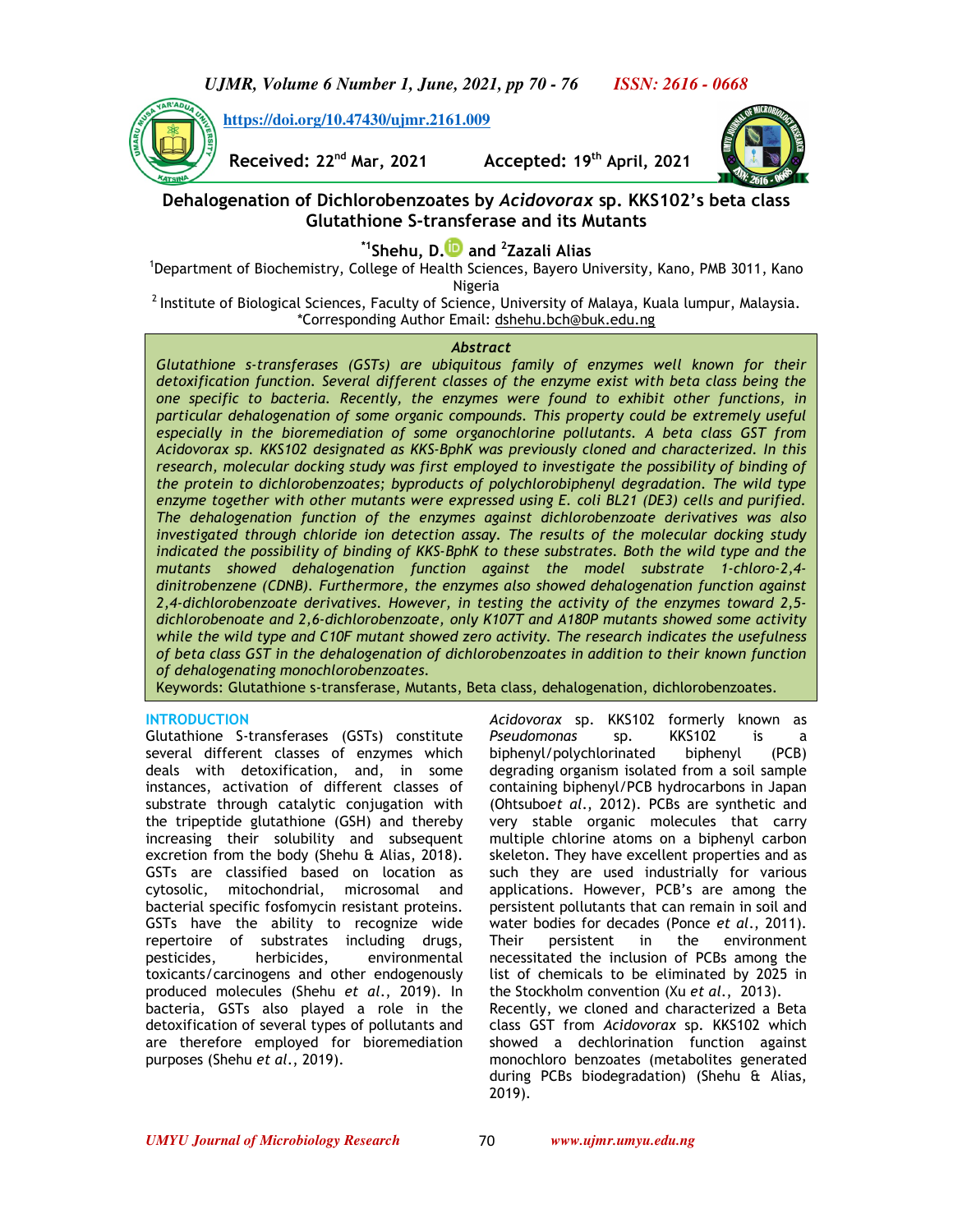https://doi.org/10.47430/ujmr.2161.009

**Received: 22nd Mar, 2021** **Accepted: 19th April, 2021**

# Dehalogenation of Dichlorobenzoates by *Acidovorax* sp. KKS102's beta class Glutathione S-transferase and its Mutants

**[*1]Shehu, D. and [2]Zazali Alias**

[1]Department of Biochemistry, College of Health Sciences, Bayero University, Kano, PMB 3011, Kano Nigeria

[2] Institute of Biological Sciences, Faculty of Science, University of Malaya, Kuala lumpur, Malaysia.

*Corresponding Author Email: dshehu.bch@buk.edu.ng

### *Abstract*

*Glutathione s-transferases (GSTs) are ubiquitous family of enzymes well known for their detoxification function. Several different classes of the enzyme exist with beta class being the one specific to bacteria. Recently, the enzymes were found to exhibit other functions, in particular dehalogenation of some organic compounds. This property could be extremely useful especially in the bioremediation of some organochlorine pollutants. A beta class GST from Acidovorax sp. KKS102 designated as KKS-BphK was previously cloned and characterized. In this research, molecular docking study was first employed to investigate the possibility of binding of the protein to dichlorobenzoates; byproducts of polychlorobiphenyl degradation. The wild type enzyme together with other mutants were expressed using E. coli BL21 (DE3) cells and purified. The dehalogenation function of the enzymes against dichlorobenzoate derivatives was also investigated through chloride ion detection assay. The results of the molecular docking study indicated the possibility of binding of KKS-BphK to these substrates. Both the wild type and the mutants showed dehalogenation function against the model substrate 1-chloro-2,4-dinitrobenzene (CDNB). Furthermore, the enzymes also showed dehalogenation function against 2,4-dichlorobenzoate derivatives. However, in testing the activity of the enzymes toward 2,5-dichlorobenoate and 2,6-dichlorobenzoate, only K107T and A180P mutants showed some activity while the wild type and C10F mutant showed zero activity. The research indicates the usefulness of beta class GST in the dehalogenation of dichlorobenzoates in addition to their known function of dehalogenating monochlorobenzoates.*

Keywords: Glutathione s-transferase, Mutants, Beta class, dehalogenation, dichlorobenzoates.

## INTRODUCTION

Glutathione S-transferases (GSTs) constitute several different classes of enzymes which deals with detoxification, and, in some instances, activation of different classes of substrate through catalytic conjugation with the tripeptide glutathione (GSH) and thereby increasing their solubility and subsequent excretion from the body (Shehu & Alias, 2018). GSTs are classified based on location as cytosolic, mitochondrial, microsomal and bacterial specific fosfomycin resistant proteins. GSTs have the ability to recognize wide repertoire of substrates including drugs, pesticides, herbicides, environmental toxicants/carcinogens and other endogenously produced molecules (Shehu *et al.*, 2019). In bacteria, GSTs also played a role in the detoxification of several types of pollutants and are therefore employed for bioremediation purposes (Shehu *et al.*, 2019).

*Acidovorax* sp. KKS102 formerly known as *Pseudomonas* sp. KKS102 is a biphenyl/polychlorinated biphenyl (PCB) degrading organism isolated from a soil sample containing biphenyl/PCB hydrocarbons in Japan (Ohtsuboet *al.*, 2012). PCBs are synthetic and very stable organic molecules that carry multiple chlorine atoms on a biphenyl carbon skeleton. They have excellent properties and as such they are used industrially for various applications. However, PCB's are among the persistent pollutants that can remain in soil and water bodies for decades (Ponce *et al.*, 2011). Their persistent in the environment necessitated the inclusion of PCBs among the list of chemicals to be eliminated by 2025 in the Stockholm convention (Xu *et al.*, 2013).

Recently, we cloned and characterized a Beta class GST from *Acidovorax* sp. KKS102 which showed a dechlorination function against monochloro benzoates (metabolites generated during PCBs biodegradation) (Shehu & Alias, 2019).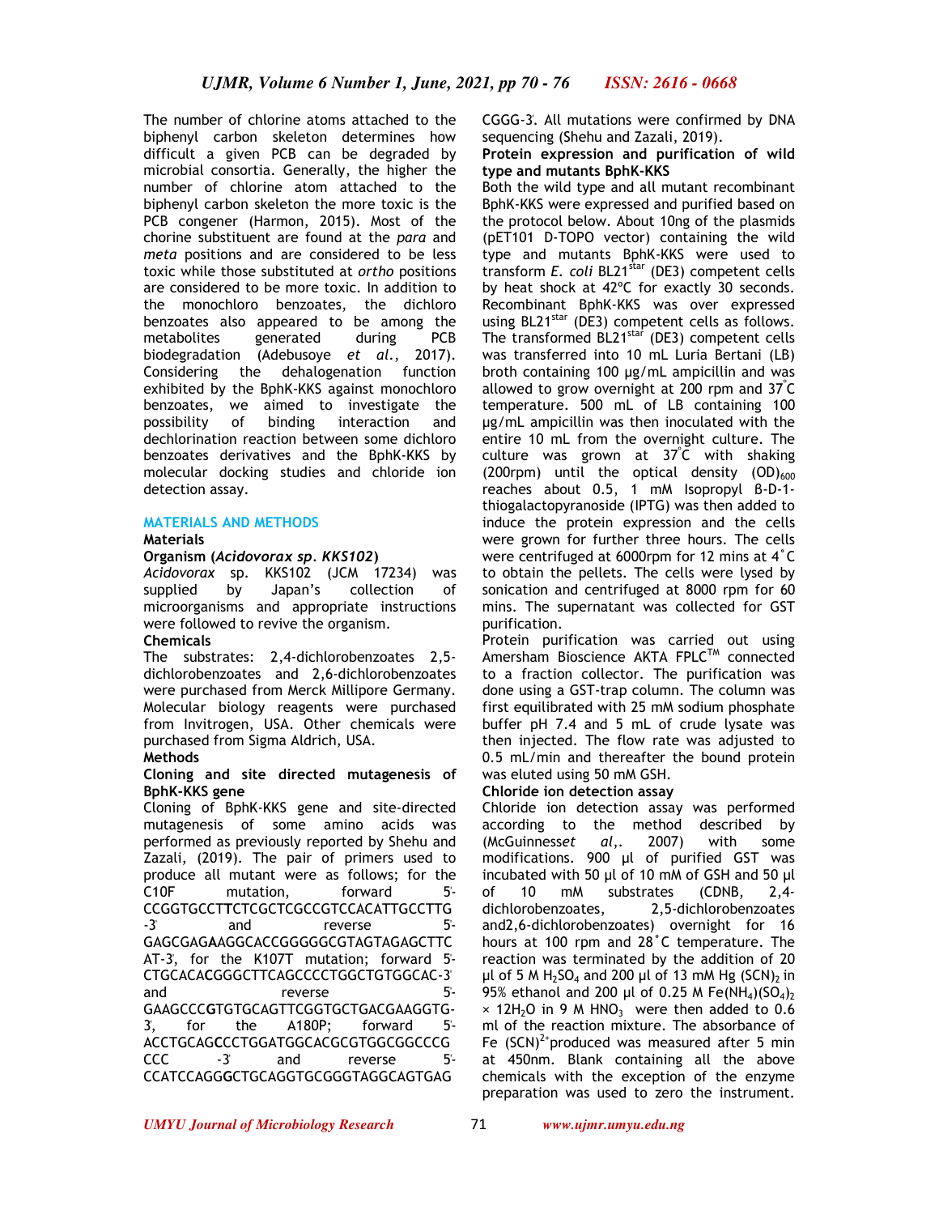The number of chlorine atoms attached to the biphenyl carbon skeleton determines how difficult a given PCB can be degraded by microbial consortia. Generally, the higher the number of chlorine atom attached to the biphenyl carbon skeleton the more toxic is the PCB congener (Harmon, 2015). Most of the chorine substituent are found at the *para* and *meta* positions and are considered to be less toxic while those substituted at *ortho* positions are considered to be more toxic. In addition to the monochloro benzoates, the dichloro benzoates also appeared to be among the metabolites generated during PCB biodegradation (Adebusoye *et al*., 2017). Considering the dehalogenation function exhibited by the BphK-KKS against monochloro benzoates, we aimed to investigate the possibility of binding interaction and dechlorination reaction between some dichloro benzoates derivatives and the BphK-KKS by molecular docking studies and chloride ion detection assay.

## MATERIALS AND METHODS

### Materials

**Organism (*Acidovorax sp. KKS102*)**

*Acidovorax* sp. KKS102 (JCM 17234) was supplied by Japan's collection of microorganisms and appropriate instructions were followed to revive the organism.

**Chemicals**

The substrates: 2,4-dichlorobenzoates 2,5-dichlorobenzoates and 2,6-dichlorobenzoates were purchased from Merck Millipore Germany. Molecular biology reagents were purchased from Invitrogen, USA. Other chemicals were purchased from Sigma Aldrich, USA.

### Methods

**Cloning and site directed mutagenesis of BphK-KKS gene**

Cloning of BphK-KKS gene and site-directed mutagenesis of some amino acids was performed as previously reported by Shehu and Zazali, (2019). The pair of primers used to produce all mutant were as follows; for the C10F mutation, forward 5'-CCGGTGCCT**T**CTCGCTCGCCGTCCACATTGCCTTG-3' and reverse 5'-GAGCGAG**A**AGGCACCGGGGGCGTAGTAGAGCTTCAT-3', for the K107T mutation; forward 5'-CTGCACA**C**GGGCTTCAGCCCCTGGCTGTGGCAC-3' and reverse 5'-GAAGCCC**G**TGTGCAGTTCGGTGCTGACGAAGGTG-3', for the A180P; forward 5'-ACCTGCAG**C**CCTGGATGGCACGCGTGGCGGCCCGCCC-3' and reverse 5'-CCATCCAGG**G**CTGCAGGTGCGGGTAGGCAGTGAGCGGG-3'. All mutations were confirmed by DNA sequencing (Shehu and Zazali, 2019).

**Protein expression and purification of wild type and mutants BphK-KKS**

Both the wild type and all mutant recombinant BphK-KKS were expressed and purified based on the protocol below. About 10ng of the plasmids (pET101 D-TOPO vector) containing the wild type and mutants BphK-KKS were used to transform *E. coli* BL21$^{star}$ (DE3) competent cells by heat shock at 42°C for exactly 30 seconds. Recombinant BphK-KKS was over expressed using BL21$^{star}$ (DE3) competent cells as follows. The transformed BL21$^{star}$ (DE3) competent cells was transferred into 10 mL Luria Bertani (LB) broth containing 100 µg/mL ampicillin and was allowed to grow overnight at 200 rpm and 37°C temperature. 500 mL of LB containing 100 µg/mL ampicillin was then inoculated with the entire 10 mL from the overnight culture. The culture was grown at 37°C with shaking (200rpm) until the optical density $(OD)_{600}$ reaches about 0.5, 1 mM Isopropyl β-D-1-thiogalactopyranoside (IPTG) was then added to induce the protein expression and the cells were grown for further three hours. The cells were centrifuged at 6000rpm for 12 mins at 4°C to obtain the pellets. The cells were lysed by sonication and centrifuged at 8000 rpm for 60 mins. The supernatant was collected for GST purification.

Protein purification was carried out using Amersham Bioscience AKTA FPLC™ connected to a fraction collector. The purification was done using a GST-trap column. The column was first equilibrated with 25 mM sodium phosphate buffer pH 7.4 and 5 mL of crude lysate was then injected. The flow rate was adjusted to 0.5 mL/min and thereafter the bound protein was eluted using 50 mM GSH.

**Chloride ion detection assay**

Chloride ion detection assay was performed according to the method described by (McGuinness*et al*,. 2007) with some modifications. 900 µl of purified GST was incubated with 50 µl of 10 mM of GSH and 50 µl of 10 mM substrates (CDNB, 2,4-dichlorobenzoates, 2,5-dichlorobenzoates and2,6-dichlorobenzoates) overnight for 16 hours at 100 rpm and 28°C temperature. The reaction was terminated by the addition of 20 µl of 5 M $H_2SO_4$ and 200 µl of 13 mM $Hg(SCN)_2$ in 95% ethanol and 200 µl of 0.25 M $Fe(NH_4)(SO_4)_2 \times 12H_2O$ in 9 M $HNO_3$ were then added to 0.6 ml of the reaction mixture. The absorbance of Fe $(SCN)^{2+}$produced was measured after 5 min at 450nm. Blank containing all the above chemicals with the exception of the enzyme preparation was used to zero the instrument.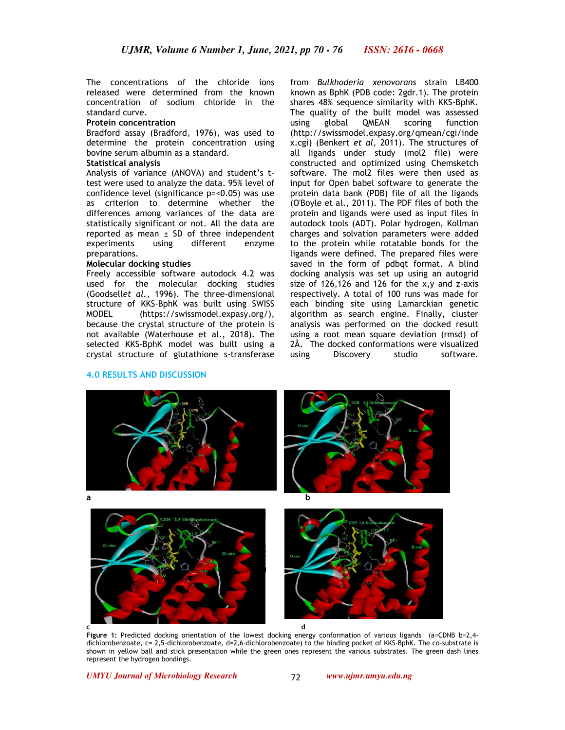The concentrations of the chloride ions released were determined from the known concentration of sodium chloride in the standard curve.

**Protein concentration**

Bradford assay (Bradford, 1976), was used to determine the protein concentration using bovine serum albumin as a standard.

**Statistical analysis**

Analysis of variance (ANOVA) and student's t-test were used to analyze the data. 95% level of confidence level (significance p=<0.05) was use as criterion to determine whether the differences among variances of the data are statistically significant or not. All the data are reported as mean ± SD of three independent experiments using different enzyme preparations.

**Molecular docking studies**

Freely accessible software autodock 4.2 was used for the molecular docking studies (Goodsell*et al.*, 1996). The three-dimensional structure of KKS-BphK was built using SWISS MODEL (https://swissmodel.expasy.org/), because the crystal structure of the protein is not available (Waterhouse et al., 2018). The selected KKS-BphK model was built using a crystal structure of glutathione s-transferase from *Bulkhoderia xenovorans* strain LB400 known as BphK (PDB code: 2gdr.1). The protein shares 48% sequence similarity with KKS-BphK. The quality of the built model was assessed using global QMEAN scoring function (http://swissmodel.expasy.org/qmean/cgi/index.cgi) (Benkert *et al*, 2011). The structures of all ligands under study (mol2 file) were constructed and optimized using Chemsketch software. The mol2 files were then used as input for Open babel software to generate the protein data bank (PDB) file of all the ligands (O'Boyle et al., 2011). The PDF files of both the protein and ligands were used as input files in autodock tools (ADT). Polar hydrogen, Kollman charges and solvation parameters were added to the protein while rotatable bonds for the ligands were defined. The prepared files were saved in the form of pdbqt format. A blind docking analysis was set up using an autogrid size of 126,126 and 126 for the x,y and z-axis respectively. A total of 100 runs was made for each binding site using Lamarckian genetic algorithm as search engine. Finally, cluster analysis was performed on the docked result using a root mean square deviation (rmsd) of 2Å. The docked conformations were visualized using Discovery studio software.

## 4.0 RESULTS AND DISCUSSION

a

b

c

d

**Figure 1:** Predicted docking orientation of the lowest docking energy conformation of various ligands (a=CDNB b=2,4-dichlorobenzoate, c= 2,5-dichlorobenzoate, d=2,6-dichlorobenzoate) to the binding pocket of KKS-BphK. The co-substrate is shown in yellow ball and stick presentation while the green ones represent the various substrates. The green dash lines represent the hydrogen bondings.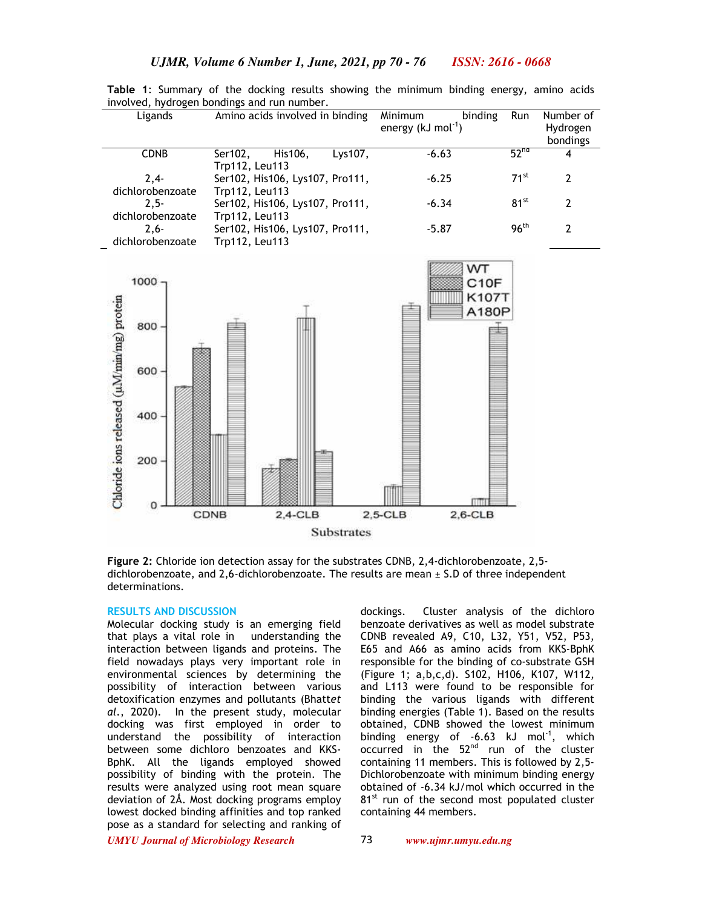**Table 1**: Summary of the docking results showing the minimum binding energy, amino acids involved, hydrogen bondings and run number.

| Ligands | Amino acids involved in binding | Minimum binding energy (kJ mol$^{-1}$) | Run | Number of Hydrogen bondings |
|---|---|---|---|---|
| CDNB | Ser102, His106, Lys107, Trp112, Leu113 | -6.63 | 52$^{nd}$ | 4 |
| 2,4-dichlorobenzoate | Ser102, His106, Lys107, Pro111, Trp112, Leu113 | -6.25 | 71$^{st}$ | 2 |
| 2,5-dichlorobenzoate | Ser102, His106, Lys107, Pro111, Trp112, Leu113 | -6.34 | 81$^{st}$ | 2 |
| 2,6-dichlorobenzoate | Ser102, His106, Lys107, Pro111, Trp112, Leu113 | -5.87 | 96$^{th}$ | 2 |

Chloride ions released (µM/min/mg) protein

1000
800
600
400
200
0

WT
C10F
K107T
A180P

CDNB
2,4-CLB
2,5-CLB
2,6-CLB

Substrates

**Figure 2:** Chloride ion detection assay for the substrates CDNB, 2,4-dichlorobenzoate, 2,5-dichlorobenzoate, and 2,6-dichlorobenzoate. The results are mean ± S.D of three independent determinations.

## RESULTS AND DISCUSSION

Molecular docking study is an emerging field that plays a vital role in understanding the interaction between ligands and proteins. The field nowadays plays very important role in environmental sciences by determining the possibility of interaction between various detoxification enzymes and pollutants (Bhatt*et al*., 2020). In the present study, molecular docking was first employed in order to understand the possibility of interaction between some dichloro benzoates and KKS-BphK. All the ligands employed showed possibility of binding with the protein. The results were analyzed using root mean square deviation of 2Å. Most docking programs employ lowest docked binding affinities and top ranked pose as a standard for selecting and ranking of dockings. Cluster analysis of the dichloro benzoate derivatives as well as model substrate CDNB revealed A9, C10, L32, Y51, V52, P53, E65 and A66 as amino acids from KKS-BphK responsible for the binding of co-substrate GSH (Figure 1; a,b,c,d). S102, H106, K107, W112, and L113 were found to be responsible for binding the various ligands with different binding energies (Table 1). Based on the results obtained, CDNB showed the lowest minimum binding energy of -6.63 kJ mol$^{-1}$, which occurred in the 52$^{nd}$ run of the cluster containing 11 members. This is followed by 2,5-Dichlorobenzoate with minimum binding energy obtained of -6.34 kJ/mol which occurred in the 81$^{st}$ run of the second most populated cluster containing 44 members.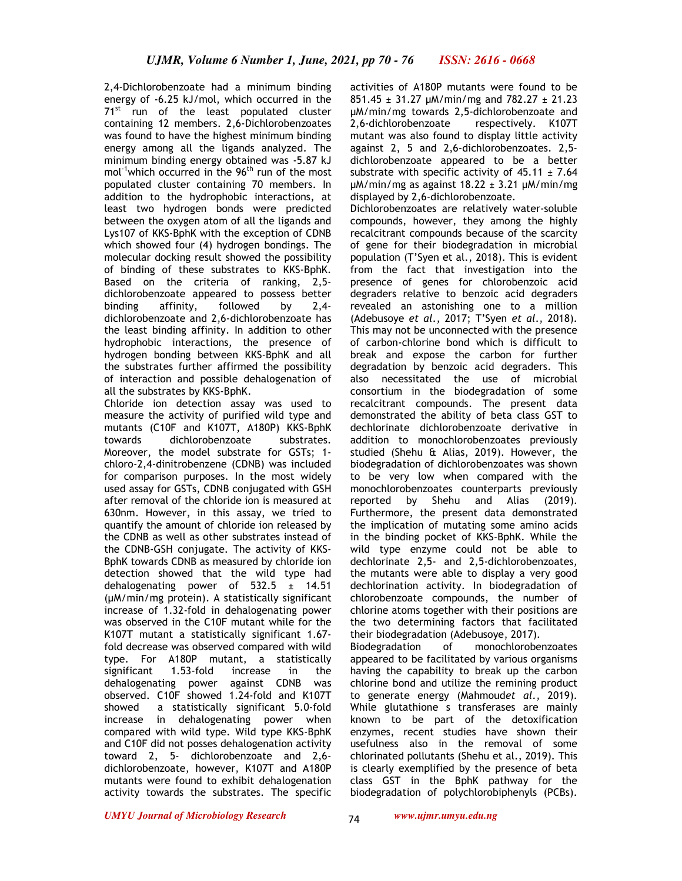2,4-Dichlorobenzoate had a minimum binding energy of -6.25 kJ/mol, which occurred in the 71st run of the least populated cluster containing 12 members. 2,6-Dichlorobenzoates was found to have the highest minimum binding energy among all the ligands analyzed. The minimum binding energy obtained was -5.87 kJ $mol^{-1}$which occurred in the 96th run of the most populated cluster containing 70 members. In addition to the hydrophobic interactions, at least two hydrogen bonds were predicted between the oxygen atom of all the ligands and Lys107 of KKS-BphK with the exception of CDNB which showed four (4) hydrogen bondings. The molecular docking result showed the possibility of binding of these substrates to KKS-BphK. Based on the criteria of ranking, 2,5-dichlorobenzoate appeared to possess better binding affinity, followed by 2,4-dichlorobenzoate and 2,6-dichlorobenzoate has the least binding affinity. In addition to other hydrophobic interactions, the presence of hydrogen bonding between KKS-BphK and all the substrates further affirmed the possibility of interaction and possible dehalogenation of all the substrates by KKS-BphK.

Chloride ion detection assay was used to measure the activity of purified wild type and mutants (C10F and K107T, A180P) KKS-BphK towards dichlorobenzoate substrates. Moreover, the model substrate for GSTs; 1-chloro-2,4-dinitrobenzene (CDNB) was included for comparison purposes. In the most widely used assay for GSTs, CDNB conjugated with GSH after removal of the chloride ion is measured at 630nm. However, in this assay, we tried to quantify the amount of chloride ion released by the CDNB as well as other substrates instead of the CDNB-GSH conjugate. The activity of KKS-BphK towards CDNB as measured by chloride ion detection showed that the wild type had dehalogenating power of 532.5 ± 14.51 (µM/min/mg protein). A statistically significant increase of 1.32-fold in dehalogenating power was observed in the C10F mutant while for the K107T mutant a statistically significant 1.67-fold decrease was observed compared with wild type. For A180P mutant, a statistically significant 1.53-fold increase in the dehalogenating power against CDNB was observed. C10F showed 1.24-fold and K107T showed a statistically significant 5.0-fold increase in dehalogenating power when compared with wild type. Wild type KKS-BphK and C10F did not posses dehalogenation activity toward 2, 5- dichlorobenzoate and 2,6-dichlorobenzoate, however, K107T and A180P mutants were found to exhibit dehalogenation activity towards the substrates. The specific activities of A180P mutants were found to be 851.45 ± 31.27 µM/min/mg and 782.27 ± 21.23 µM/min/mg towards 2,5-dichlorobenzoate and 2,6-dichlorobenzoate respectively. K107T mutant was also found to display little activity against 2, 5 and 2,6-dichlorobenzoates. 2,5-dichlorobenzoate appeared to be a better substrate with specific activity of 45.11 ± 7.64 µM/min/mg as against 18.22 ± 3.21 µM/min/mg displayed by 2,6-dichlorobenzoate.

Dichlorobenzoates are relatively water-soluble compounds, however, they among the highly recalcitrant compounds because of the scarcity of gene for their biodegradation in microbial population (T'Syen et al., 2018). This is evident from the fact that investigation into the presence of genes for chlorobenzoic acid degraders relative to benzoic acid degraders revealed an astonishing one to a million (Adebusoye *et al*., 2017; T'Syen *et al*., 2018). This may not be unconnected with the presence of carbon-chlorine bond which is difficult to break and expose the carbon for further degradation by benzoic acid degraders. This also necessitated the use of microbial consortium in the biodegradation of some recalcitrant compounds. The present data demonstrated the ability of beta class GST to dechlorinate dichlorobenzoate derivative in addition to monochlorobenzoates previously studied (Shehu & Alias, 2019). However, the biodegradation of dichlorobenzoates was shown to be very low when compared with the monochlorobenzoates counterparts previously reported by Shehu and Alias (2019). Furthermore, the present data demonstrated the implication of mutating some amino acids in the binding pocket of KKS-BphK. While the wild type enzyme could not be able to dechlorinate 2,5- and 2,5-dichlorobenzoates, the mutants were able to display a very good dechlorination activity. In biodegradation of chlorobenzoate compounds, the number of chlorine atoms together with their positions are the two determining factors that facilitated their biodegradation (Adebusoye, 2017).

Biodegradation of monochlorobenzoates appeared to be facilitated by various organisms having the capability to break up the carbon chlorine bond and utilize the remining product to generate energy (Mahmoud*et al*., 2019). While glutathione s transferases are mainly known to be part of the detoxification enzymes, recent studies have shown their usefulness also in the removal of some chlorinated pollutants (Shehu et al., 2019). This is clearly exemplified by the presence of beta class GST in the BphK pathway for the biodegradation of polychlorobiphenyls (PCBs).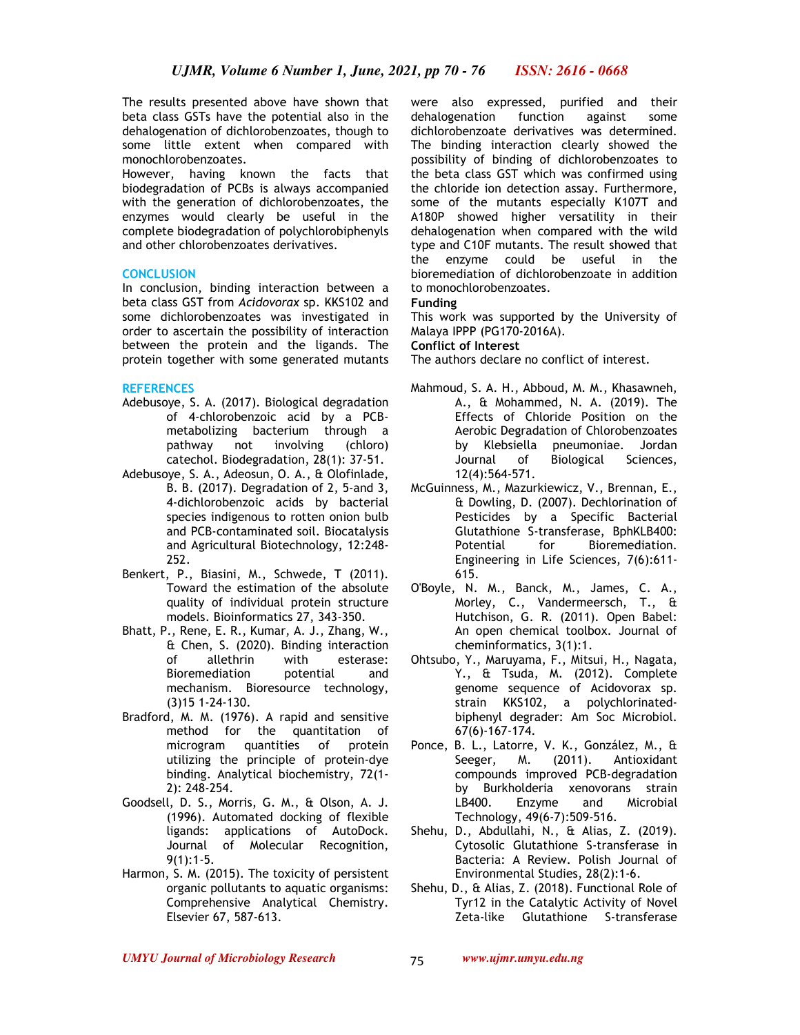The results presented above have shown that beta class GSTs have the potential also in the dehalogenation of dichlorobenzoates, though to some little extent when compared with monochlorobenzoates.

However, having known the facts that biodegradation of PCBs is always accompanied with the generation of dichlorobenzoates, the enzymes would clearly be useful in the complete biodegradation of polychlorobiphenyls and other chlorobenzoates derivatives.

## CONCLUSION

In conclusion, binding interaction between a beta class GST from *Acidovorax* sp. KKS102 and some dichlorobenzoates was investigated in order to ascertain the possibility of interaction between the protein and the ligands. The protein together with some generated mutants were also expressed, purified and their dehalogenation function against some dichlorobenzoate derivatives was determined. The binding interaction clearly showed the possibility of binding of dichlorobenzoates to the beta class GST which was confirmed using the chloride ion detection assay. Furthermore, some of the mutants especially K107T and A180P showed higher versatility in their dehalogenation when compared with the wild type and C10F mutants. The result showed that the enzyme could be useful in the bioremediation of dichlorobenzoate in addition to monochlorobenzoates.

**Funding**

This work was supported by the University of Malaya IPPP (PG170-2016A).

**Conflict of Interest**

The authors declare no conflict of interest.

## REFERENCES

Adebusoye, S. A. (2017). Biological degradation of 4-chlorobenzoic acid by a PCB-metabolizing bacterium through a pathway not involving (chloro) catechol. Biodegradation, 28(1): 37-51.

Adebusoye, S. A., Adeosun, O. A., & Olofinlade, B. B. (2017). Degradation of 2, 5-and 3, 4-dichlorobenzoic acids by bacterial species indigenous to rotten onion bulb and PCB-contaminated soil. Biocatalysis and Agricultural Biotechnology, 12:248-252.

Benkert, P., Biasini, M., Schwede, T (2011). Toward the estimation of the absolute quality of individual protein structure models. Bioinformatics 27, 343-350.

Bhatt, P., Rene, E. R., Kumar, A. J., Zhang, W., & Chen, S. (2020). Binding interaction of allethrin with esterase: Bioremediation potential and mechanism. Bioresource technology, (3)15 1-24-130.

Bradford, M. M. (1976). A rapid and sensitive method for the quantitation of microgram quantities of protein utilizing the principle of protein-dye binding. Analytical biochemistry, 72(1-2): 248-254.

Goodsell, D. S., Morris, G. M., & Olson, A. J. (1996). Automated docking of flexible ligands: applications of AutoDock. Journal of Molecular Recognition, 9(1):1-5.

Harmon, S. M. (2015). The toxicity of persistent organic pollutants to aquatic organisms: Comprehensive Analytical Chemistry. Elsevier 67, 587-613.

Mahmoud, S. A. H., Abboud, M. M., Khasawneh, A., & Mohammed, N. A. (2019). The Effects of Chloride Position on the Aerobic Degradation of Chlorobenzoates by Klebsiella pneumoniae. Jordan Journal of Biological Sciences, 12(4):564-571.

McGuinness, M., Mazurkiewicz, V., Brennan, E., & Dowling, D. (2007). Dechlorination of Pesticides by a Specific Bacterial Glutathione S-transferase, BphKLB400: Potential for Bioremediation. Engineering in Life Sciences, 7(6):611-615.

O'Boyle, N. M., Banck, M., James, C. A., Morley, C., Vandermeersch, T., & Hutchison, G. R. (2011). Open Babel: An open chemical toolbox. Journal of cheminformatics, 3(1):1.

Ohtsubo, Y., Maruyama, F., Mitsui, H., Nagata, Y., & Tsuda, M. (2012). Complete genome sequence of Acidovorax sp. strain KKS102, a polychlorinated-biphenyl degrader: Am Soc Microbiol. 67(6)-167-174.

Ponce, B. L., Latorre, V. K., González, M., & Seeger, M. (2011). Antioxidant compounds improved PCB-degradation by Burkholderia xenovorans strain LB400. Enzyme and Microbial Technology, 49(6-7):509-516.

Shehu, D., Abdullahi, N., & Alias, Z. (2019). Cytosolic Glutathione S-transferase in Bacteria: A Review. Polish Journal of Environmental Studies, 28(2):1-6.

Shehu, D., & Alias, Z. (2018). Functional Role of Tyr12 in the Catalytic Activity of Novel Zeta-like Glutathione S-transferase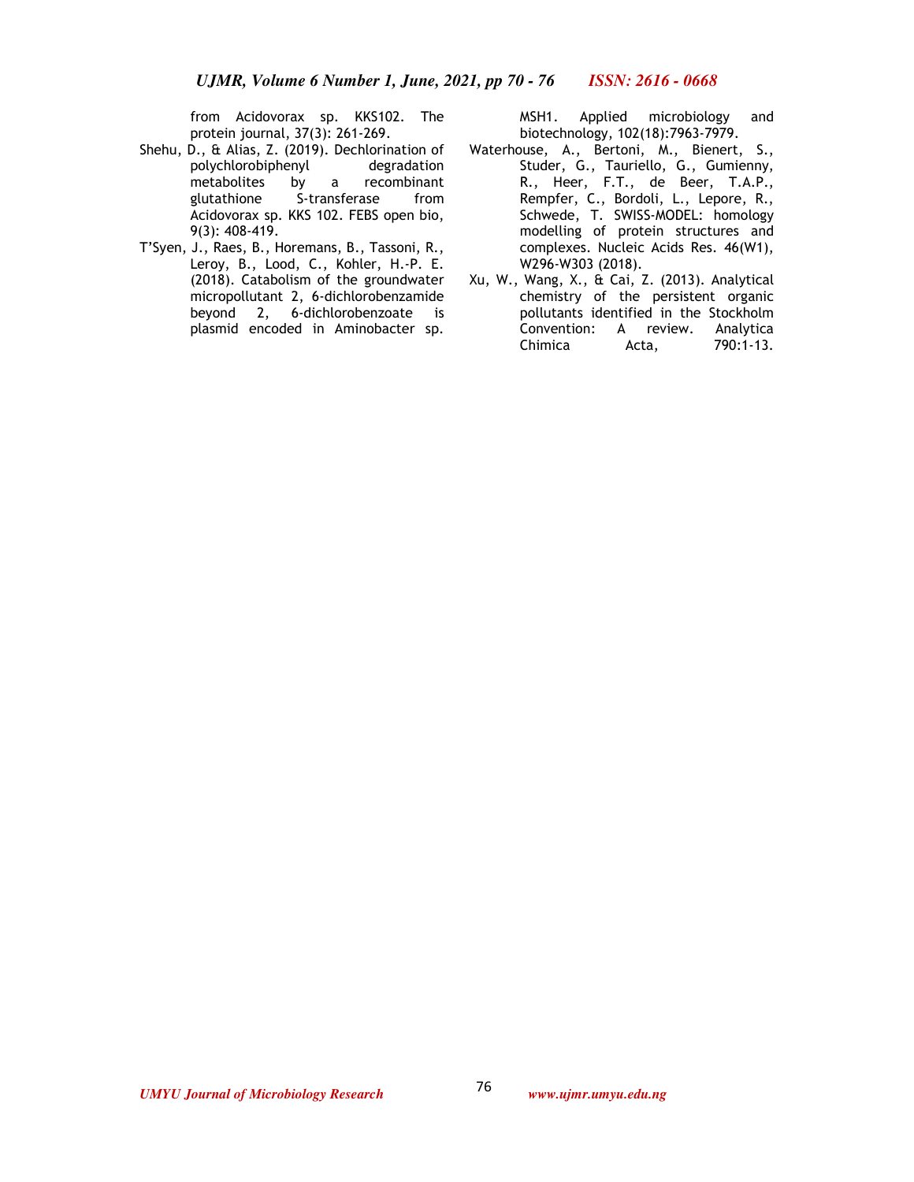from Acidovorax sp. KKS102. The protein journal, 37(3): 261-269.

Shehu, D., & Alias, Z. (2019). Dechlorination of polychlorobiphenyl degradation metabolites by a recombinant glutathione S-transferase from Acidovorax sp. KKS 102. FEBS open bio, 9(3): 408-419.

T'Syen, J., Raes, B., Horemans, B., Tassoni, R., Leroy, B., Lood, C., Kohler, H.-P. E. (2018). Catabolism of the groundwater micropollutant 2, 6-dichlorobenzamide beyond 2, 6-dichlorobenzoate is plasmid encoded in Aminobacter sp. MSH1. Applied microbiology and biotechnology, 102(18):7963-7979.

Waterhouse, A., Bertoni, M., Bienert, S., Studer, G., Tauriello, G., Gumienny, R., Heer, F.T., de Beer, T.A.P., Rempfer, C., Bordoli, L., Lepore, R., Schwede, T. SWISS-MODEL: homology modelling of protein structures and complexes. Nucleic Acids Res. 46(W1), W296-W303 (2018).

Xu, W., Wang, X., & Cai, Z. (2013). Analytical chemistry of the persistent organic pollutants identified in the Stockholm Convention: A review. Analytica Chimica Acta, 790:1-13.